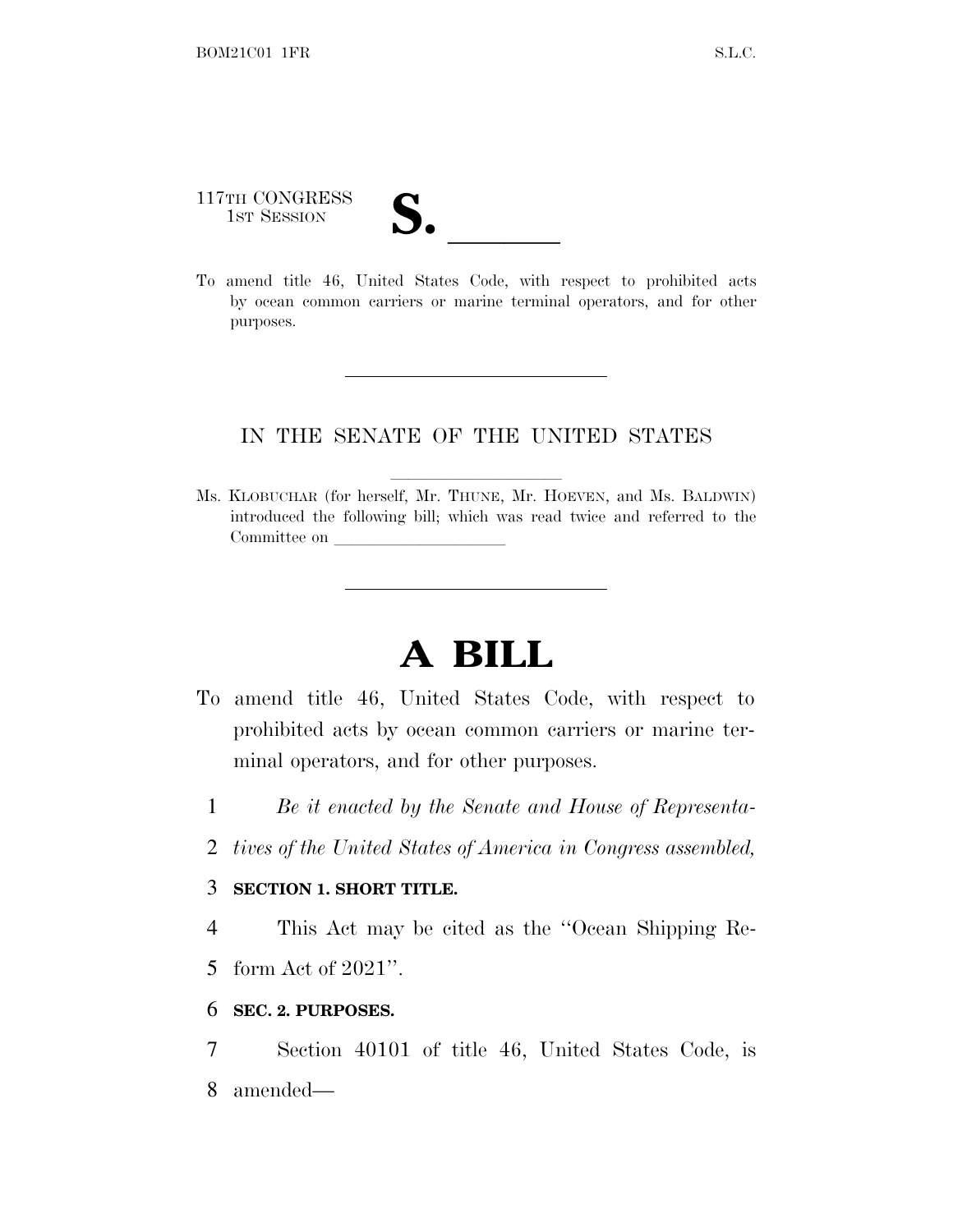117TH CONGRESS
1ST SESSION

# S. ______

To amend title 46, United States Code, with respect to prohibited acts by ocean common carriers or marine terminal operators, and for other purposes.

---

IN THE SENATE OF THE UNITED STATES

Ms. KLOBUCHAR (for herself, Mr. THUNE, Mr. HOEVEN, and Ms. BALDWIN) introduced the following bill; which was read twice and referred to the Committee on ______________

---

# A BILL

To amend title 46, United States Code, with respect to prohibited acts by ocean common carriers or marine terminal operators, and for other purposes.

1 *Be it enacted by the Senate and House of Representa-*
2 *tives of the United States of America in Congress assembled,*

3 **SECTION 1. SHORT TITLE.**

4 This Act may be cited as the ''Ocean Shipping Re-
5 form Act of 2021''.

6 **SEC. 2. PURPOSES.**

7 Section 40101 of title 46, United States Code, is
8 amended—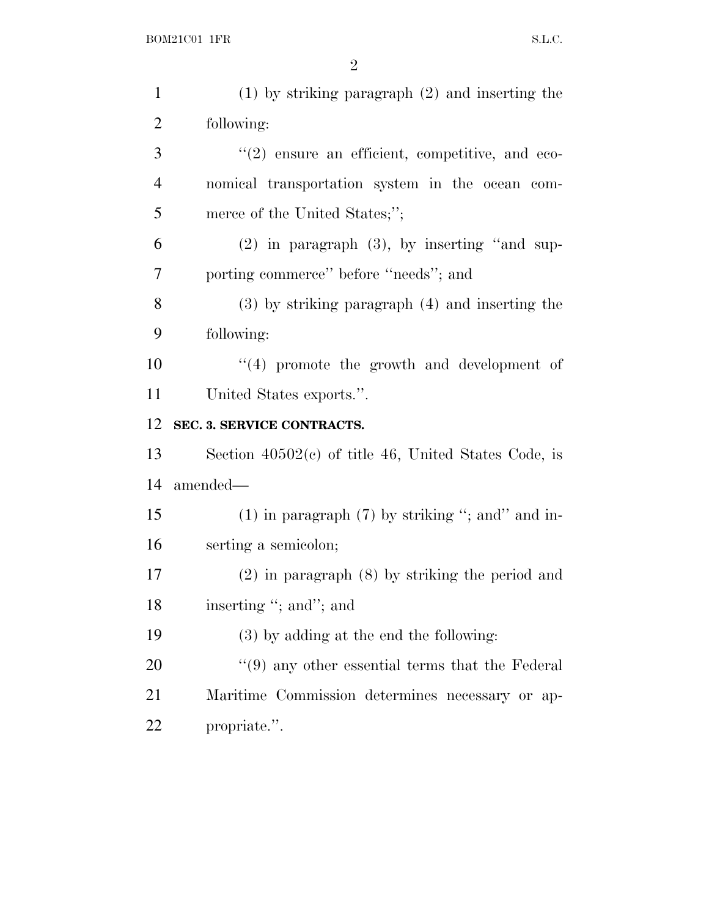(1) by striking paragraph (2) and inserting the following:

"(2) ensure an efficient, competitive, and economical transportation system in the ocean commerce of the United States;";

(2) in paragraph (3), by inserting "and supporting commerce" before "needs"; and

(3) by striking paragraph (4) and inserting the following:

"(4) promote the growth and development of United States exports.".

**SEC. 3. SERVICE CONTRACTS.**

Section 40502(c) of title 46, United States Code, is amended—

(1) in paragraph (7) by striking "; and" and inserting a semicolon;

(2) in paragraph (8) by striking the period and inserting "; and"; and

(3) by adding at the end the following:

"(9) any other essential terms that the Federal Maritime Commission determines necessary or appropriate.".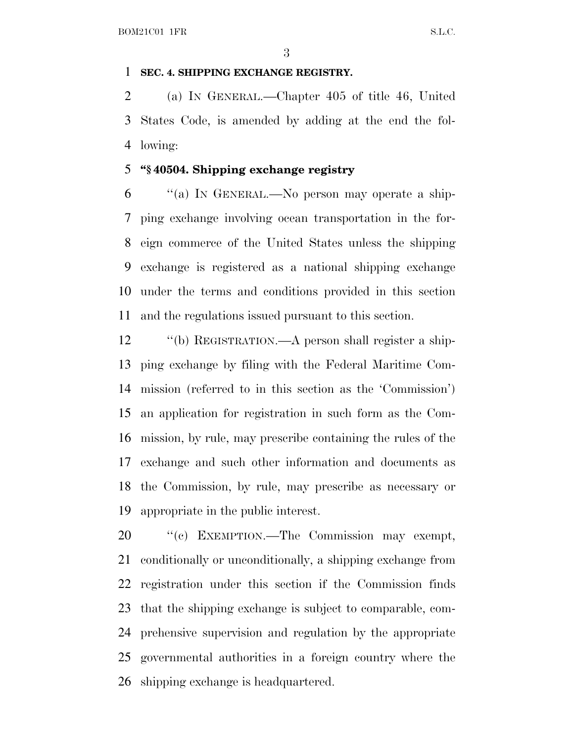**SEC. 4. SHIPPING EXCHANGE REGISTRY.**

(a) IN GENERAL.—Chapter 405 of title 46, United States Code, is amended by adding at the end the following:

**"§ 40504. Shipping exchange registry**

"(a) IN GENERAL.—No person may operate a shipping exchange involving ocean transportation in the foreign commerce of the United States unless the shipping exchange is registered as a national shipping exchange under the terms and conditions provided in this section and the regulations issued pursuant to this section.

"(b) REGISTRATION.—A person shall register a shipping exchange by filing with the Federal Maritime Commission (referred to in this section as the 'Commission') an application for registration in such form as the Commission, by rule, may prescribe containing the rules of the exchange and such other information and documents as the Commission, by rule, may prescribe as necessary or appropriate in the public interest.

"(c) EXEMPTION.—The Commission may exempt, conditionally or unconditionally, a shipping exchange from registration under this section if the Commission finds that the shipping exchange is subject to comparable, comprehensive supervision and regulation by the appropriate governmental authorities in a foreign country where the shipping exchange is headquartered.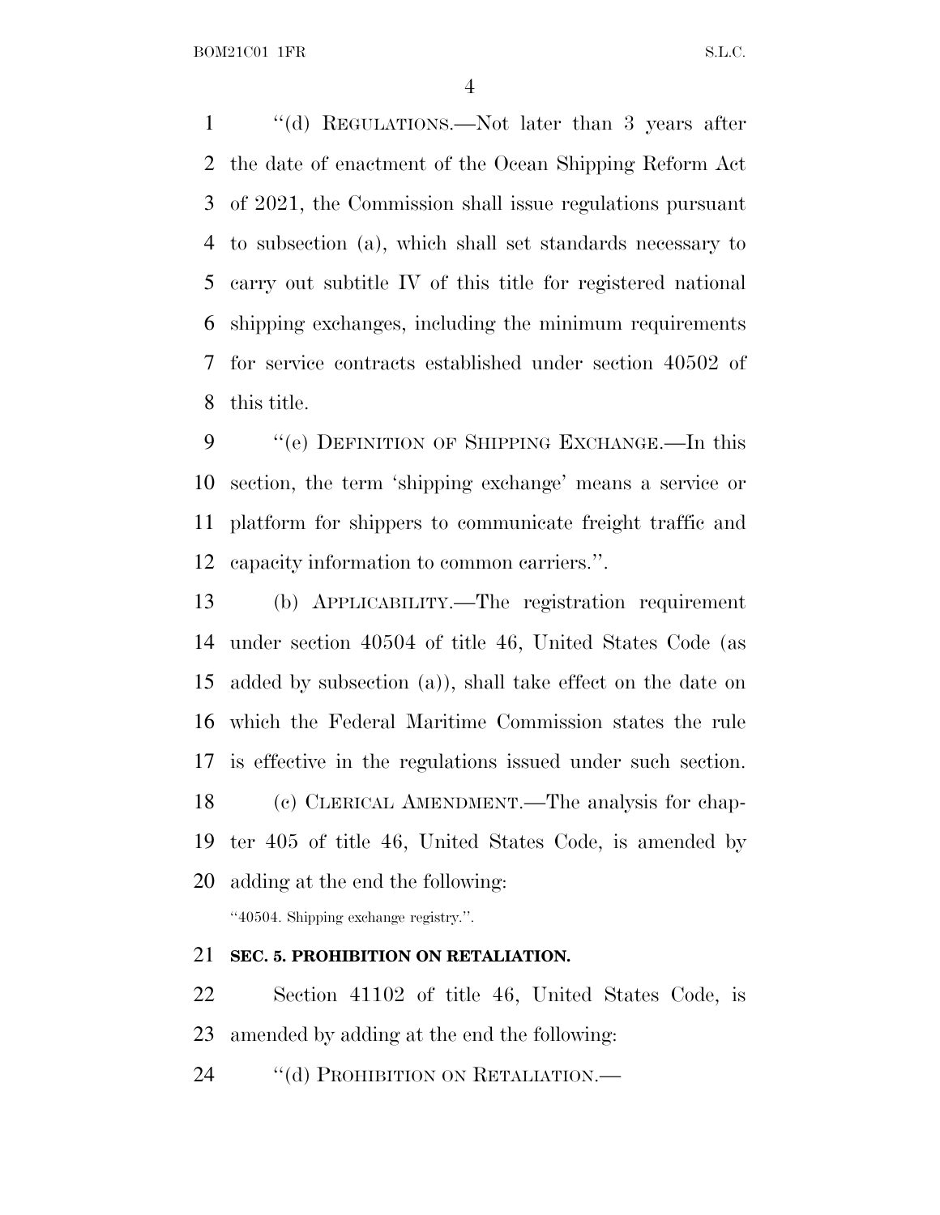"(d) REGULATIONS.—Not later than 3 years after the date of enactment of the Ocean Shipping Reform Act of 2021, the Commission shall issue regulations pursuant to subsection (a), which shall set standards necessary to carry out subtitle IV of this title for registered national shipping exchanges, including the minimum requirements for service contracts established under section 40502 of this title.

"(e) DEFINITION OF SHIPPING EXCHANGE.—In this section, the term 'shipping exchange' means a service or platform for shippers to communicate freight traffic and capacity information to common carriers.".

(b) APPLICABILITY.—The registration requirement under section 40504 of title 46, United States Code (as added by subsection (a)), shall take effect on the date on which the Federal Maritime Commission states the rule is effective in the regulations issued under such section.

(c) CLERICAL AMENDMENT.—The analysis for chapter 405 of title 46, United States Code, is amended by adding at the end the following:

"40504. Shipping exchange registry.".

**SEC. 5. PROHIBITION ON RETALIATION.**

Section 41102 of title 46, United States Code, is amended by adding at the end the following:

"(d) PROHIBITION ON RETALIATION.—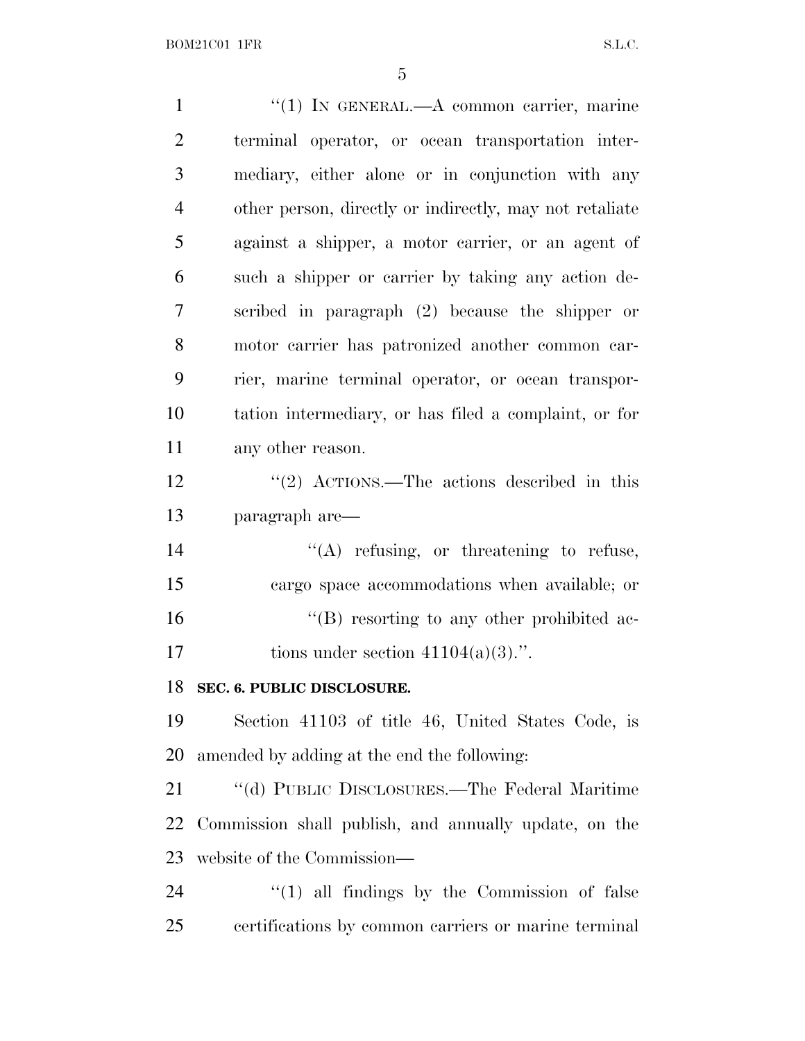"(1) IN GENERAL.—A common carrier, marine terminal operator, or ocean transportation intermediary, either alone or in conjunction with any other person, directly or indirectly, may not retaliate against a shipper, a motor carrier, or an agent of such a shipper or carrier by taking any action described in paragraph (2) because the shipper or motor carrier has patronized another common carrier, marine terminal operator, or ocean transportation intermediary, or has filed a complaint, or for any other reason.

"(2) ACTIONS.—The actions described in this paragraph are—

"(A) refusing, or threatening to refuse, cargo space accommodations when available; or

"(B) resorting to any other prohibited actions under section 41104(a)(3).".

**SEC. 6. PUBLIC DISCLOSURE.**

Section 41103 of title 46, United States Code, is amended by adding at the end the following:

"(d) PUBLIC DISCLOSURES.—The Federal Maritime Commission shall publish, and annually update, on the website of the Commission—

"(1) all findings by the Commission of false certifications by common carriers or marine terminal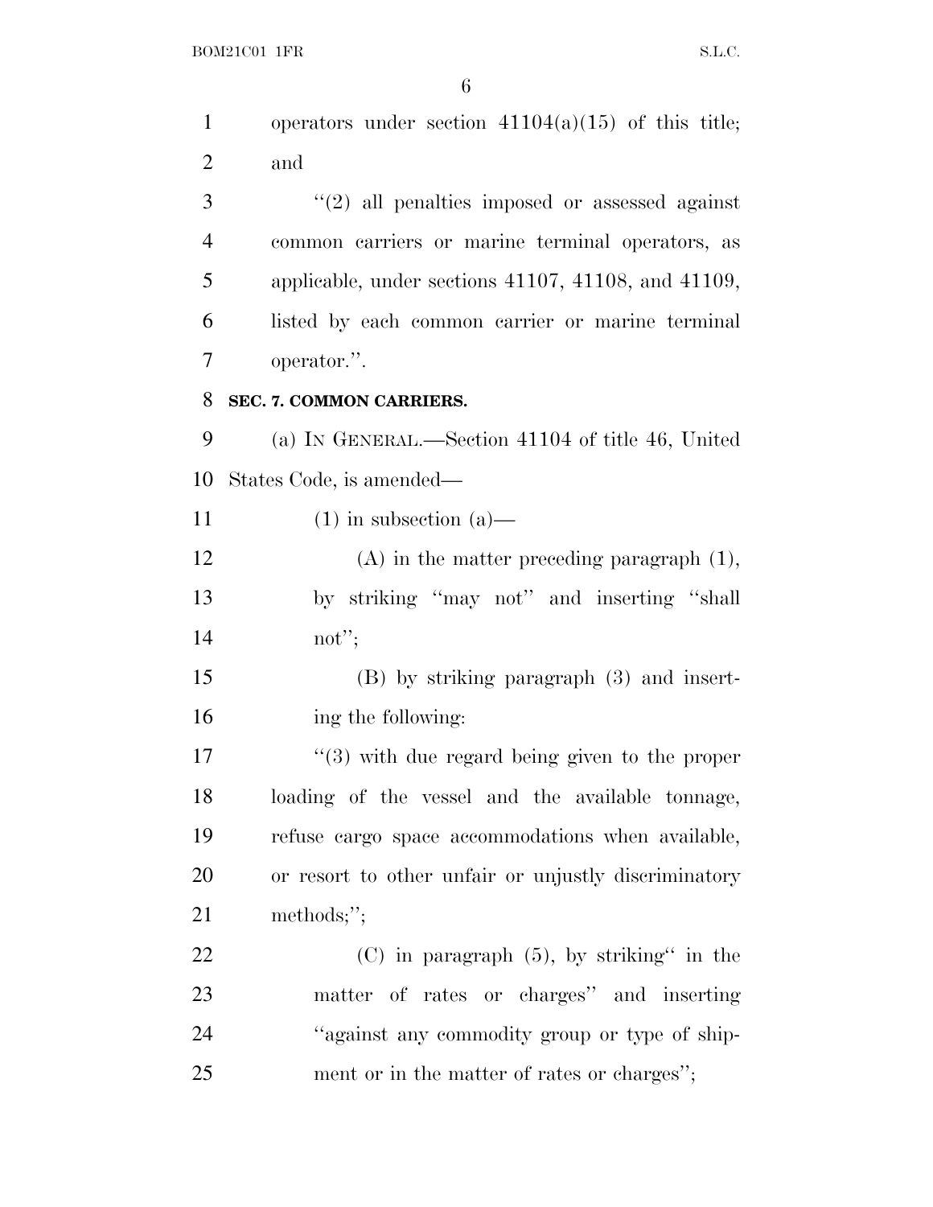operators under section 41104(a)(15) of this title; and

''(2) all penalties imposed or assessed against common carriers or marine terminal operators, as applicable, under sections 41107, 41108, and 41109, listed by each common carrier or marine terminal operator.''.

**SEC. 7. COMMON CARRIERS.**

(a) IN GENERAL.—Section 41104 of title 46, United States Code, is amended—

(1) in subsection (a)—

(A) in the matter preceding paragraph (1), by striking ''may not'' and inserting ''shall not'';

(B) by striking paragraph (3) and inserting the following:

''(3) with due regard being given to the proper loading of the vessel and the available tonnage, refuse cargo space accommodations when available, or resort to other unfair or unjustly discriminatory methods;'';

(C) in paragraph (5), by striking'' in the matter of rates or charges'' and inserting ''against any commodity group or type of shipment or in the matter of rates or charges'';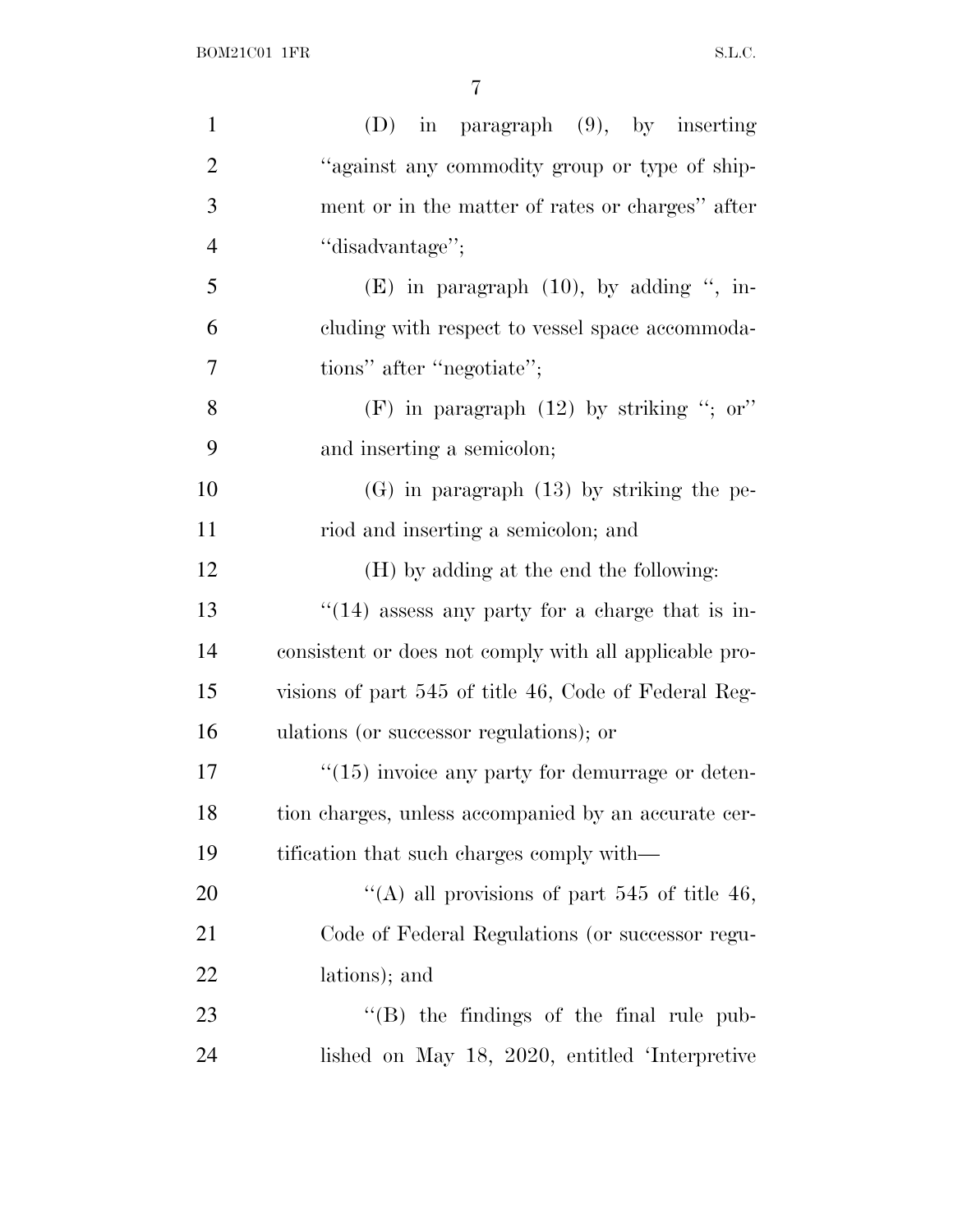(D) in paragraph (9), by inserting "against any commodity group or type of shipment or in the matter of rates or charges" after "disadvantage";

(E) in paragraph (10), by adding ", including with respect to vessel space accommodations" after "negotiate";

(F) in paragraph (12) by striking "; or" and inserting a semicolon;

(G) in paragraph (13) by striking the period and inserting a semicolon; and

(H) by adding at the end the following:

"(14) assess any party for a charge that is inconsistent or does not comply with all applicable provisions of part 545 of title 46, Code of Federal Regulations (or successor regulations); or

"(15) invoice any party for demurrage or detention charges, unless accompanied by an accurate certification that such charges comply with—

"(A) all provisions of part 545 of title 46, Code of Federal Regulations (or successor regulations); and

"(B) the findings of the final rule published on May 18, 2020, entitled 'Interpretive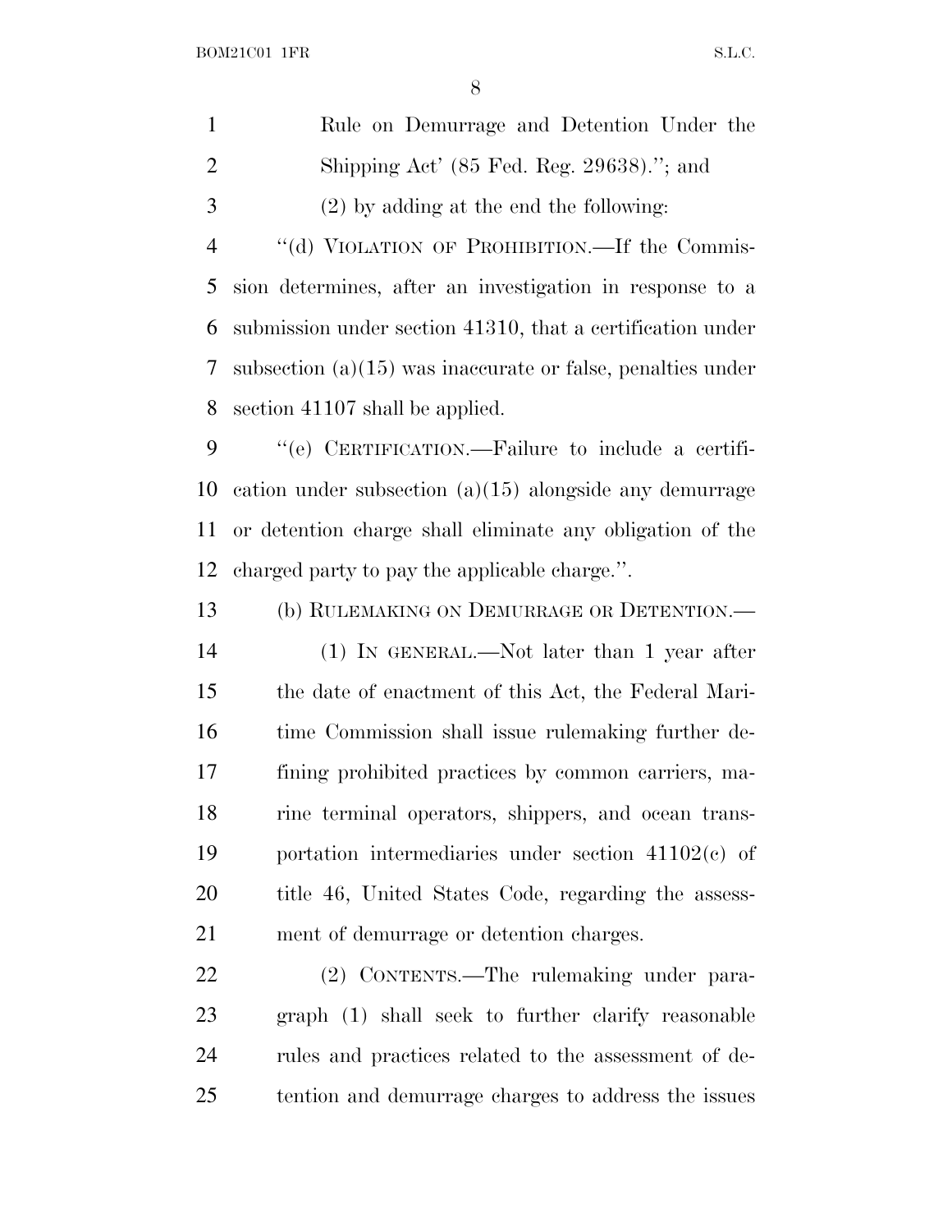Rule on Demurrage and Detention Under the Shipping Act' (85 Fed. Reg. 29638)."; and

(2) by adding at the end the following:

"(d) VIOLATION OF PROHIBITION.—If the Commission determines, after an investigation in response to a submission under section 41310, that a certification under subsection (a)(15) was inaccurate or false, penalties under section 41107 shall be applied.

"(e) CERTIFICATION.—Failure to include a certification under subsection (a)(15) alongside any demurrage or detention charge shall eliminate any obligation of the charged party to pay the applicable charge.".

(b) RULEMAKING ON DEMURRAGE OR DETENTION.—

(1) IN GENERAL.—Not later than 1 year after the date of enactment of this Act, the Federal Maritime Commission shall issue rulemaking further defining prohibited practices by common carriers, marine terminal operators, shippers, and ocean transportation intermediaries under section 41102(c) of title 46, United States Code, regarding the assessment of demurrage or detention charges.

(2) CONTENTS.—The rulemaking under paragraph (1) shall seek to further clarify reasonable rules and practices related to the assessment of detention and demurrage charges to address the issues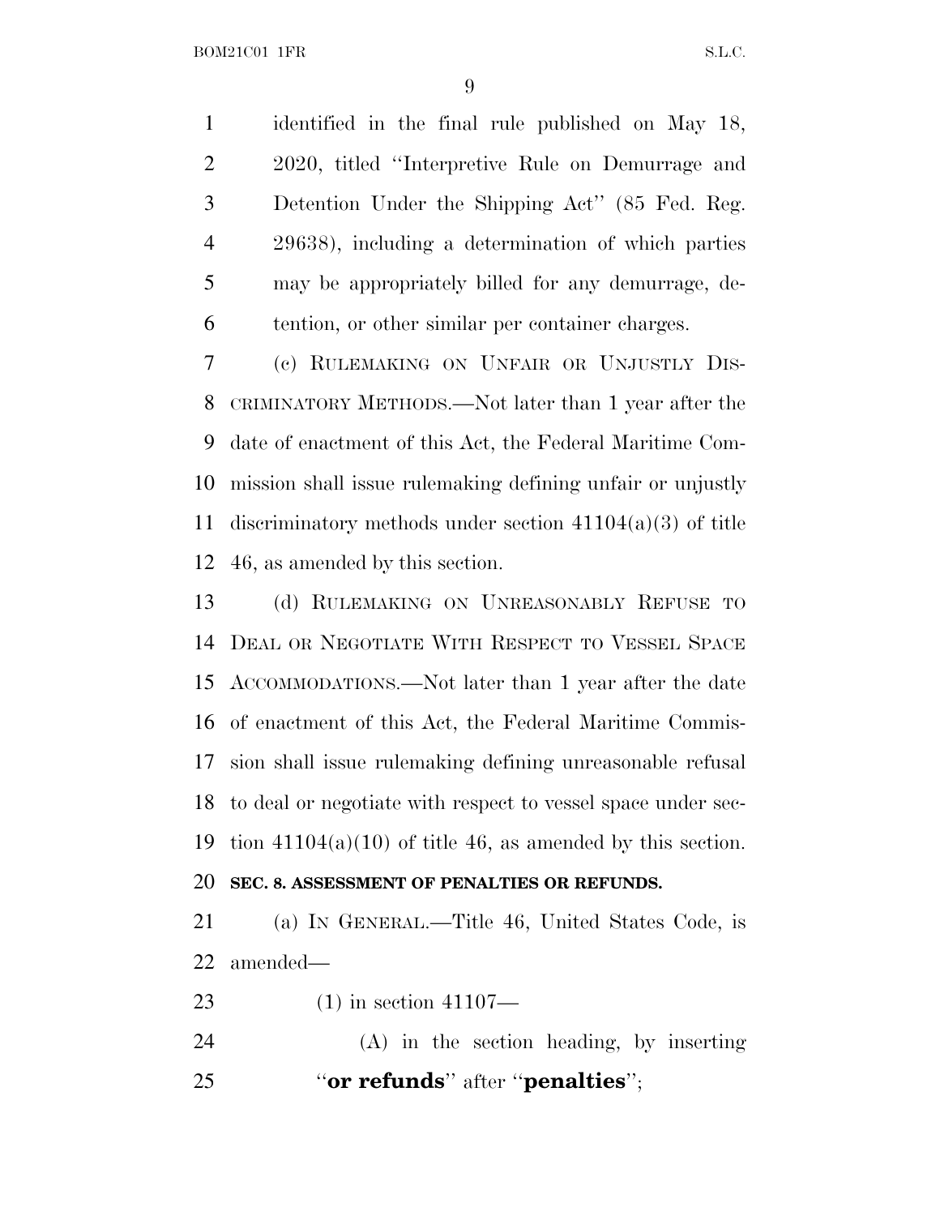identified in the final rule published on May 18, 2020, titled "Interpretive Rule on Demurrage and Detention Under the Shipping Act" (85 Fed. Reg. 29638), including a determination of which parties may be appropriately billed for any demurrage, detention, or other similar per container charges.

(c) RULEMAKING ON UNFAIR OR UNJUSTLY DISCRIMINATORY METHODS.—Not later than 1 year after the date of enactment of this Act, the Federal Maritime Commission shall issue rulemaking defining unfair or unjustly discriminatory methods under section 41104(a)(3) of title 46, as amended by this section.

(d) RULEMAKING ON UNREASONABLY REFUSE TO DEAL OR NEGOTIATE WITH RESPECT TO VESSEL SPACE ACCOMMODATIONS.—Not later than 1 year after the date of enactment of this Act, the Federal Maritime Commission shall issue rulemaking defining unreasonable refusal to deal or negotiate with respect to vessel space under section 41104(a)(10) of title 46, as amended by this section.

**SEC. 8. ASSESSMENT OF PENALTIES OR REFUNDS.**

(a) IN GENERAL.—Title 46, United States Code, is amended—

(1) in section 41107—

(A) in the section heading, by inserting "**or refunds**" after "**penalties**";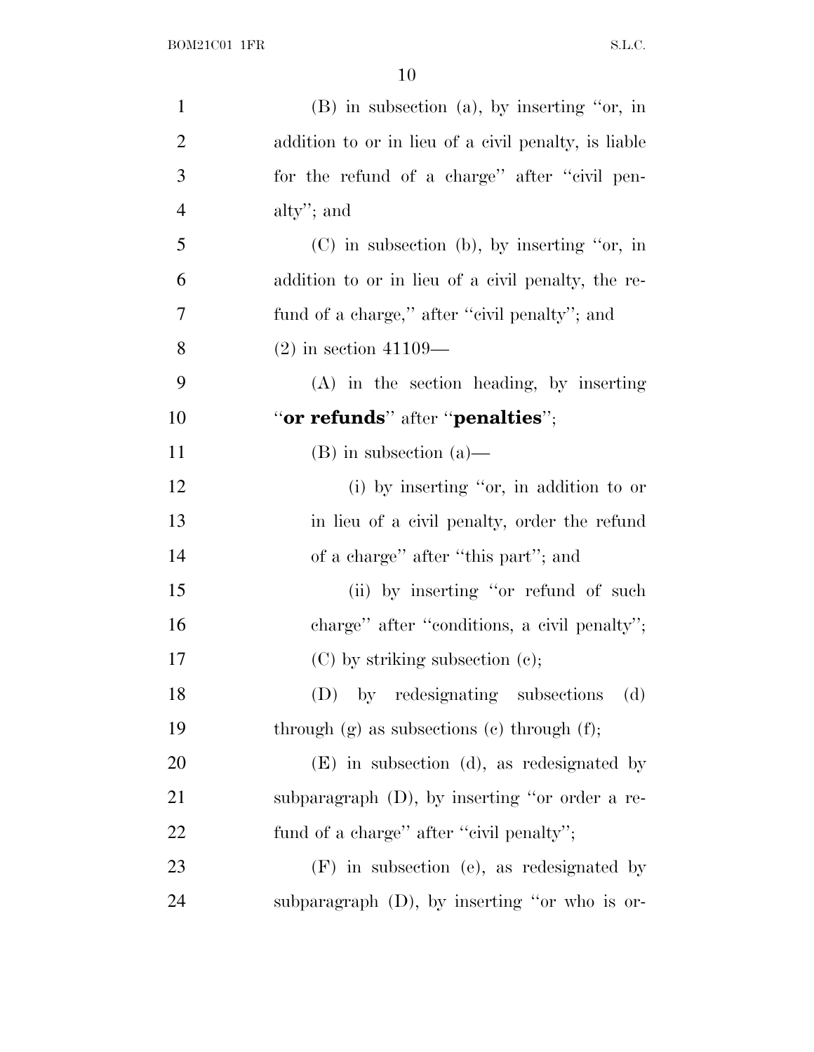(B) in subsection (a), by inserting "or, in addition to or in lieu of a civil penalty, is liable for the refund of a charge" after "civil penalty"; and

(C) in subsection (b), by inserting "or, in addition to or in lieu of a civil penalty, the refund of a charge," after "civil penalty"; and

(2) in section 41109—

(A) in the section heading, by inserting "**or refunds**" after "**penalties**";

(B) in subsection (a)—

(i) by inserting "or, in addition to or in lieu of a civil penalty, order the refund of a charge" after "this part"; and

(ii) by inserting "or refund of such charge" after "conditions, a civil penalty";

(C) by striking subsection (c);

(D) by redesignating subsections (d) through (g) as subsections (c) through (f);

(E) in subsection (d), as redesignated by subparagraph (D), by inserting "or order a refund of a charge" after "civil penalty";

(F) in subsection (e), as redesignated by subparagraph (D), by inserting "or who is or-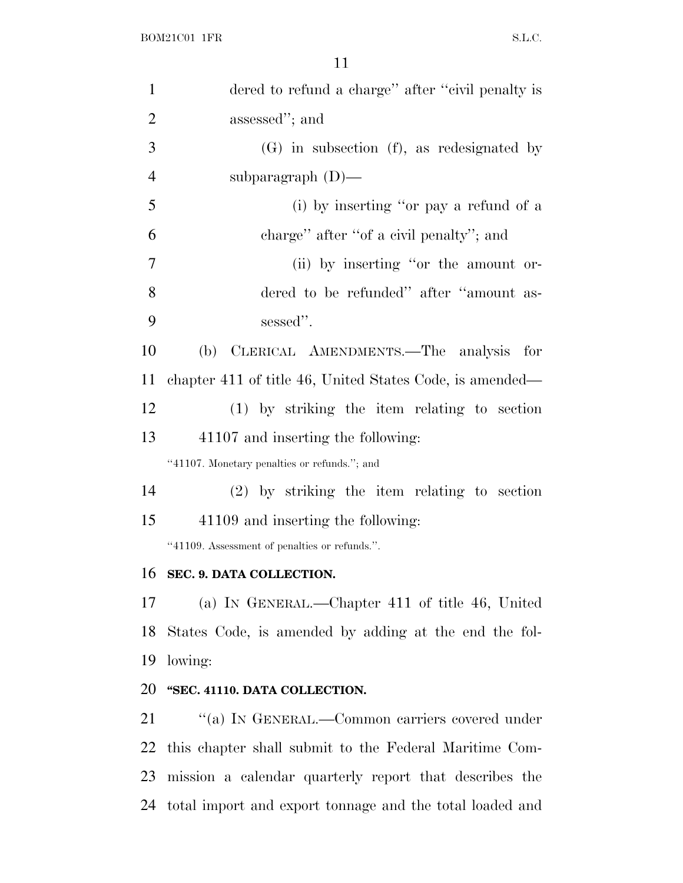dered to refund a charge'' after ''civil penalty is assessed''; and

(G) in subsection (f), as redesignated by subparagraph (D)—

(i) by inserting ''or pay a refund of a charge'' after ''of a civil penalty''; and

(ii) by inserting ''or the amount ordered to be refunded'' after ''amount assessed''.

(b) CLERICAL AMENDMENTS.—The analysis for chapter 411 of title 46, United States Code, is amended—

(1) by striking the item relating to section 41107 and inserting the following:

''41107. Monetary penalties or refunds.''; and

(2) by striking the item relating to section 41109 and inserting the following:

''41109. Assessment of penalties or refunds.''.

**SEC. 9. DATA COLLECTION.**

(a) IN GENERAL.—Chapter 411 of title 46, United States Code, is amended by adding at the end the following:

**''SEC. 41110. DATA COLLECTION.**

''(a) IN GENERAL.—Common carriers covered under this chapter shall submit to the Federal Maritime Commission a calendar quarterly report that describes the total import and export tonnage and the total loaded and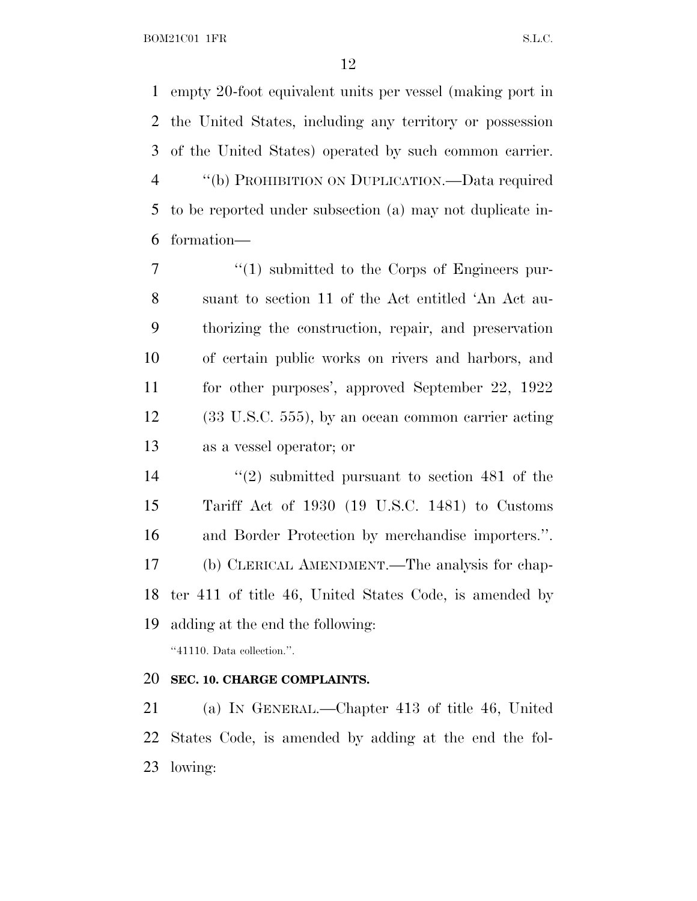empty 20-foot equivalent units per vessel (making port in the United States, including any territory or possession of the United States) operated by such common carrier.

''(b) PROHIBITION ON DUPLICATION.—Data required to be reported under subsection (a) may not duplicate information—

''(1) submitted to the Corps of Engineers pursuant to section 11 of the Act entitled 'An Act authorizing the construction, repair, and preservation of certain public works on rivers and harbors, and for other purposes', approved September 22, 1922 (33 U.S.C. 555), by an ocean common carrier acting as a vessel operator; or

''(2) submitted pursuant to section 481 of the Tariff Act of 1930 (19 U.S.C. 1481) to Customs and Border Protection by merchandise importers.''.

(b) CLERICAL AMENDMENT.—The analysis for chapter 411 of title 46, United States Code, is amended by adding at the end the following:

''41110. Data collection.''.

**SEC. 10. CHARGE COMPLAINTS.**

(a) IN GENERAL.—Chapter 413 of title 46, United States Code, is amended by adding at the end the following: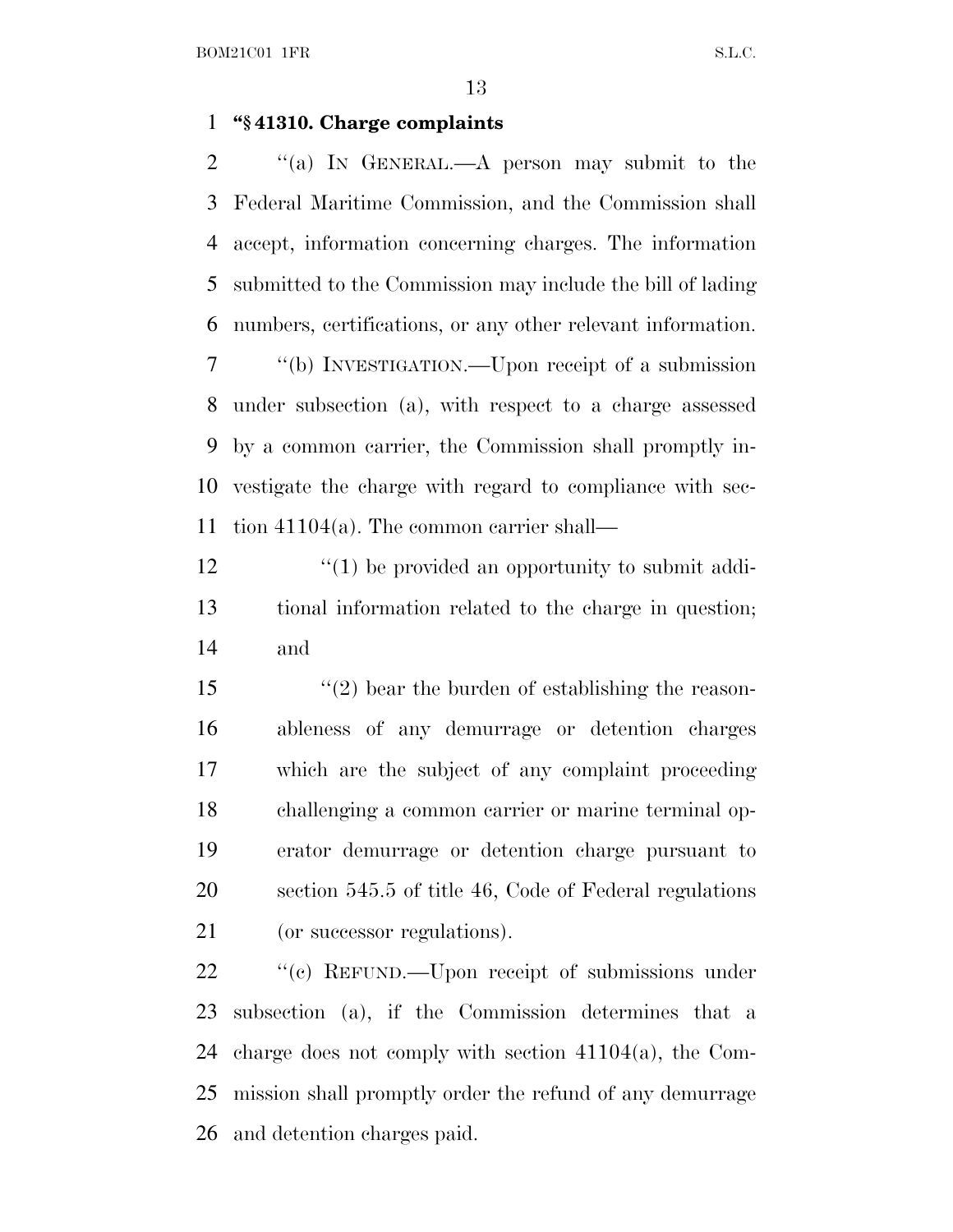**"§ 41310. Charge complaints**

"(a) IN GENERAL.—A person may submit to the Federal Maritime Commission, and the Commission shall accept, information concerning charges. The information submitted to the Commission may include the bill of lading numbers, certifications, or any other relevant information.

"(b) INVESTIGATION.—Upon receipt of a submission under subsection (a), with respect to a charge assessed by a common carrier, the Commission shall promptly investigate the charge with regard to compliance with section 41104(a). The common carrier shall—

"(1) be provided an opportunity to submit additional information related to the charge in question; and

"(2) bear the burden of establishing the reasonableness of any demurrage or detention charges which are the subject of any complaint proceeding challenging a common carrier or marine terminal operator demurrage or detention charge pursuant to section 545.5 of title 46, Code of Federal regulations (or successor regulations).

"(c) REFUND.—Upon receipt of submissions under subsection (a), if the Commission determines that a charge does not comply with section 41104(a), the Commission shall promptly order the refund of any demurrage and detention charges paid.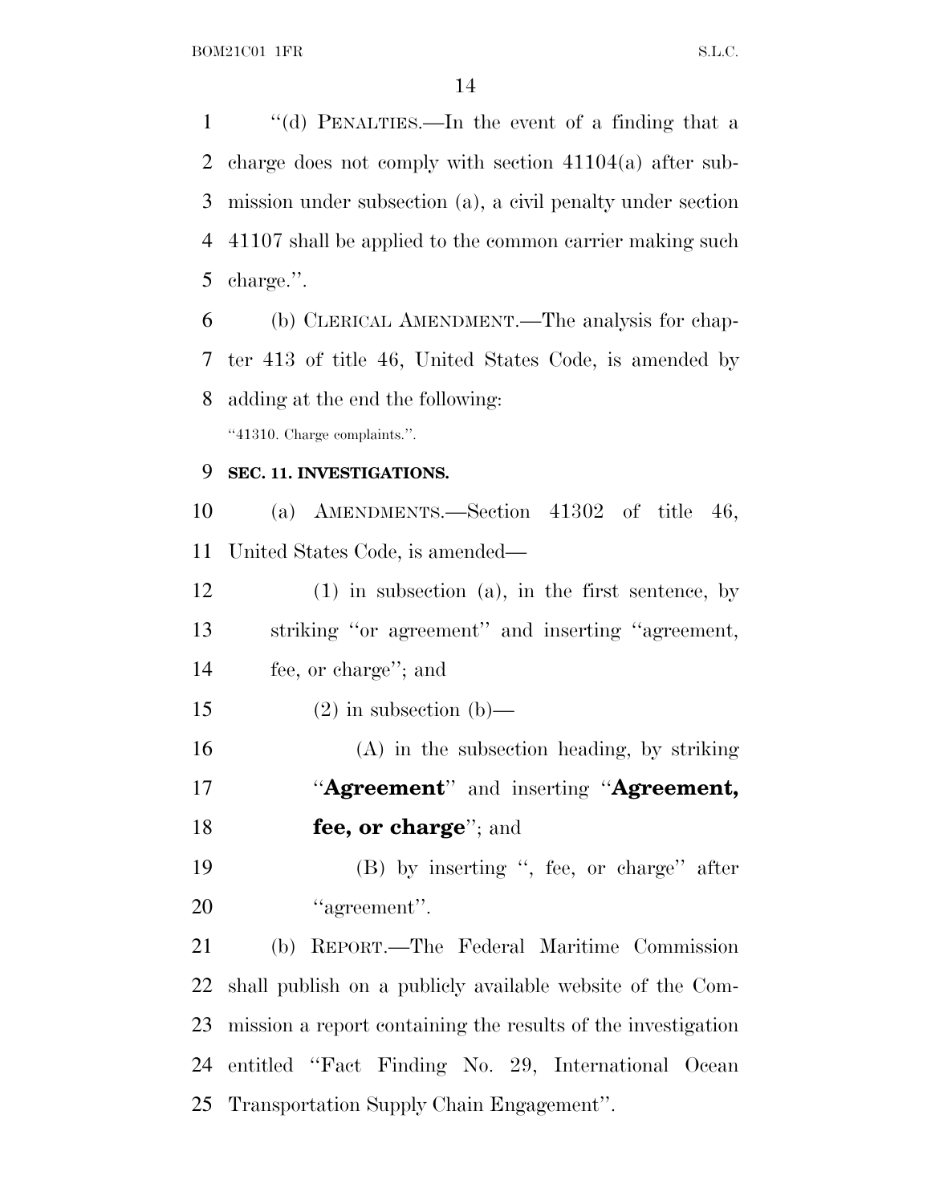"(d) PENALTIES.—In the event of a finding that a charge does not comply with section 41104(a) after submission under subsection (a), a civil penalty under section 41107 shall be applied to the common carrier making such charge.".

(b) CLERICAL AMENDMENT.—The analysis for chapter 413 of title 46, United States Code, is amended by adding at the end the following:

"41310. Charge complaints.".

**SEC. 11. INVESTIGATIONS.**

(a) AMENDMENTS.—Section 41302 of title 46, United States Code, is amended—

(1) in subsection (a), in the first sentence, by striking "or agreement" and inserting "agreement, fee, or charge"; and

(2) in subsection (b)—

(A) in the subsection heading, by striking "**Agreement**" and inserting "**Agreement, fee, or charge**"; and

(B) by inserting ", fee, or charge" after "agreement".

(b) REPORT.—The Federal Maritime Commission shall publish on a publicly available website of the Commission a report containing the results of the investigation entitled "Fact Finding No. 29, International Ocean Transportation Supply Chain Engagement".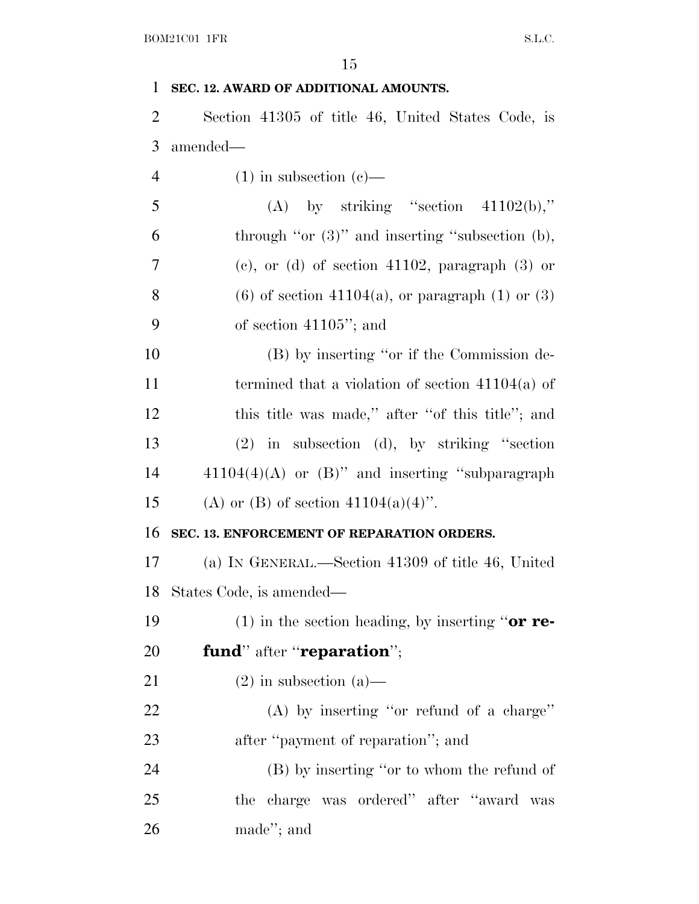**SEC. 12. AWARD OF ADDITIONAL AMOUNTS.**

Section 41305 of title 46, United States Code, is amended—

(1) in subsection (c)—

(A) by striking ''section 41102(b),'' through ''or (3)'' and inserting ''subsection (b), (c), or (d) of section 41102, paragraph (3) or (6) of section 41104(a), or paragraph (1) or (3) of section 41105''; and

(B) by inserting ''or if the Commission determined that a violation of section 41104(a) of this title was made,'' after ''of this title''; and

(2) in subsection (d), by striking ''section 41104(4)(A) or (B)'' and inserting ''subparagraph (A) or (B) of section 41104(a)(4)''.

**SEC. 13. ENFORCEMENT OF REPARATION ORDERS.**

(a) IN GENERAL.—Section 41309 of title 46, United States Code, is amended—

(1) in the section heading, by inserting ''**or refund**'' after ''**reparation**'';

(2) in subsection (a)—

(A) by inserting ''or refund of a charge'' after ''payment of reparation''; and

(B) by inserting ''or to whom the refund of the charge was ordered'' after ''award was made''; and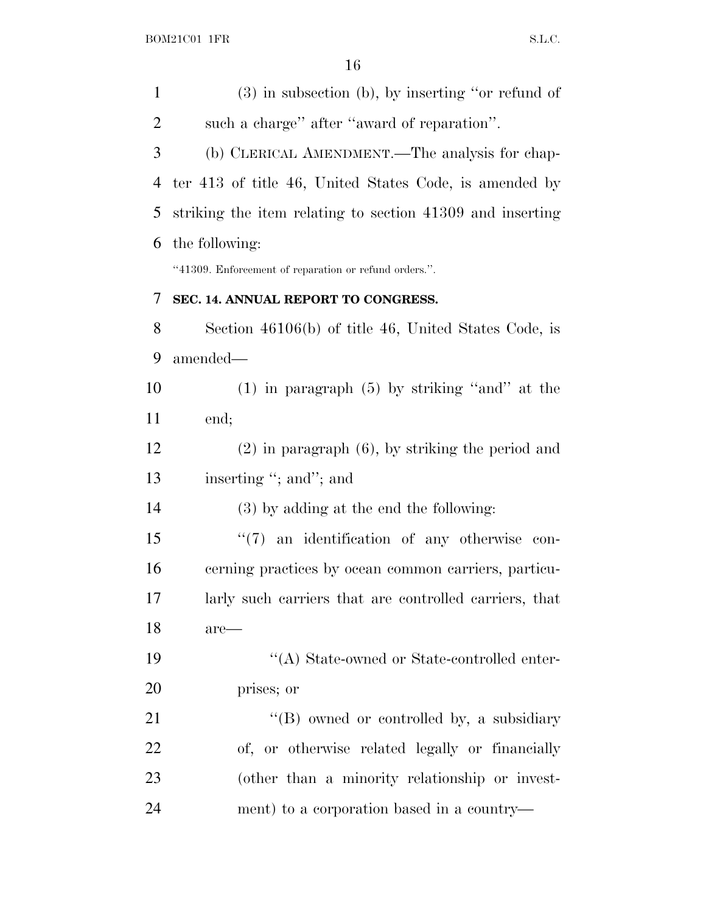(3) in subsection (b), by inserting "or refund of such a charge" after "award of reparation".

(b) CLERICAL AMENDMENT.—The analysis for chapter 413 of title 46, United States Code, is amended by striking the item relating to section 41309 and inserting the following:

"41309. Enforcement of reparation or refund orders.".

**SEC. 14. ANNUAL REPORT TO CONGRESS.**

Section 46106(b) of title 46, United States Code, is amended—

(1) in paragraph (5) by striking "and" at the end;

(2) in paragraph (6), by striking the period and inserting "; and"; and

(3) by adding at the end the following:

"(7) an identification of any otherwise concerning practices by ocean common carriers, particularly such carriers that are controlled carriers, that are—

"(A) State-owned or State-controlled enterprises; or

"(B) owned or controlled by, a subsidiary of, or otherwise related legally or financially (other than a minority relationship or investment) to a corporation based in a country—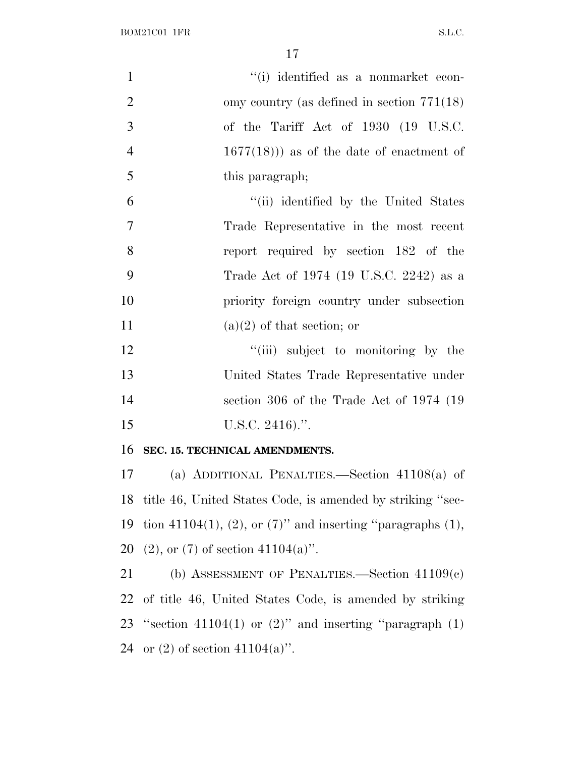"(i) identified as a nonmarket economy country (as defined in section 771(18) of the Tariff Act of 1930 (19 U.S.C. 1677(18))) as of the date of enactment of this paragraph;

"(ii) identified by the United States Trade Representative in the most recent report required by section 182 of the Trade Act of 1974 (19 U.S.C. 2242) as a priority foreign country under subsection (a)(2) of that section; or

"(iii) subject to monitoring by the United States Trade Representative under section 306 of the Trade Act of 1974 (19 U.S.C. 2416).".

**SEC. 15. TECHNICAL AMENDMENTS.**

(a) ADDITIONAL PENALTIES.—Section 41108(a) of title 46, United States Code, is amended by striking "section 41104(1), (2), or (7)" and inserting "paragraphs (1), (2), or (7) of section 41104(a)".

(b) ASSESSMENT OF PENALTIES.—Section 41109(c) of title 46, United States Code, is amended by striking "section 41104(1) or (2)" and inserting "paragraph (1) or (2) of section 41104(a)".